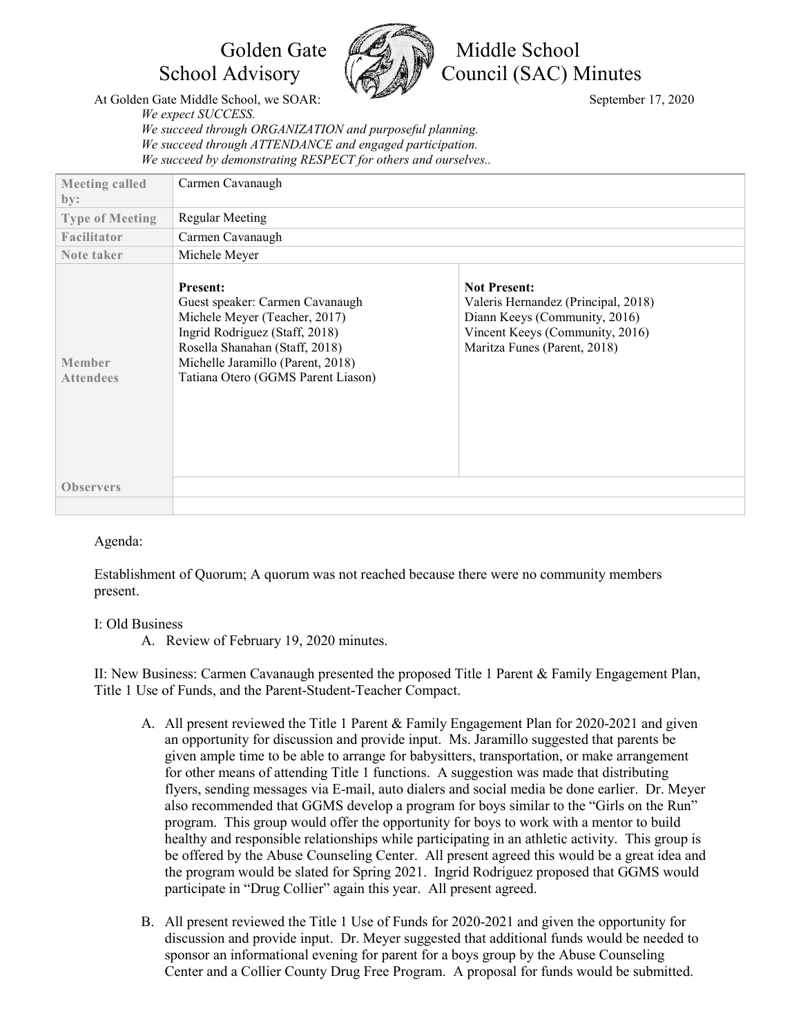# Golden Gate Middle School
# School Advisory Council (SAC) Minutes

At Golden Gate Middle School, we SOAR: September 17, 2020

*We expect SUCCESS.*
*We succeed through ORGANIZATION and purposeful planning.*
*We succeed through ATTENDANCE and engaged participation.*
*We succeed by demonstrating RESPECT for others and ourselves..*

| | | |
|---|---|---|
| **Meeting called by:** | Carmen Cavanaugh | |
| **Type of Meeting** | Regular Meeting | |
| **Facilitator** | Carmen Cavanaugh | |
| **Note taker** | Michele Meyer | |
| **Member Attendees** | **Present:**<br>Guest speaker: Carmen Cavanaugh<br>Michele Meyer (Teacher, 2017)<br>Ingrid Rodriguez (Staff, 2018)<br>Rosella Shanahan (Staff, 2018)<br>Michelle Jaramillo (Parent, 2018)<br>Tatiana Otero (GGMS Parent Liason) | **Not Present:**<br>Valeris Hernandez (Principal, 2018)<br>Diann Keeys (Community, 2016)<br>Vincent Keeys (Community, 2016)<br>Maritza Funes (Parent, 2018) |
| **Observers** | | |
| | | |

Agenda:

Establishment of Quorum; A quorum was not reached because there were no community members present.

I: Old Business

A. Review of February 19, 2020 minutes.

II: New Business: Carmen Cavanaugh presented the proposed Title 1 Parent & Family Engagement Plan, Title 1 Use of Funds, and the Parent-Student-Teacher Compact.

A. All present reviewed the Title 1 Parent & Family Engagement Plan for 2020-2021 and given an opportunity for discussion and provide input. Ms. Jaramillo suggested that parents be given ample time to be able to arrange for babysitters, transportation, or make arrangement for other means of attending Title 1 functions. A suggestion was made that distributing flyers, sending messages via E-mail, auto dialers and social media be done earlier. Dr. Meyer also recommended that GGMS develop a program for boys similar to the "Girls on the Run" program. This group would offer the opportunity for boys to work with a mentor to build healthy and responsible relationships while participating in an athletic activity. This group is be offered by the Abuse Counseling Center. All present agreed this would be a great idea and the program would be slated for Spring 2021. Ingrid Rodriguez proposed that GGMS would participate in "Drug Collier" again this year. All present agreed.

B. All present reviewed the Title 1 Use of Funds for 2020-2021 and given the opportunity for discussion and provide input. Dr. Meyer suggested that additional funds would be needed to sponsor an informational evening for parent for a boys group by the Abuse Counseling Center and a Collier County Drug Free Program. A proposal for funds would be submitted.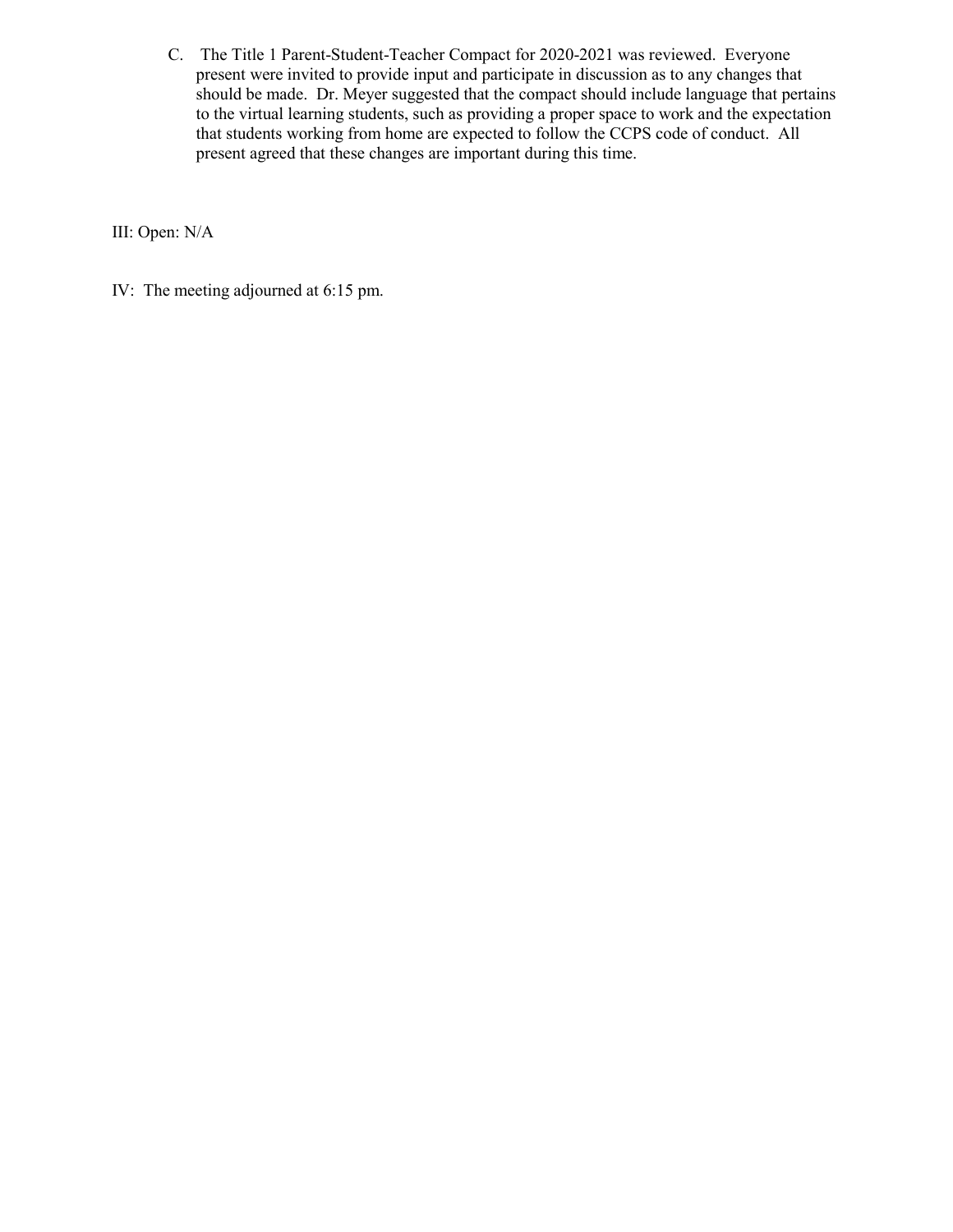C. The Title 1 Parent-Student-Teacher Compact for 2020-2021 was reviewed. Everyone present were invited to provide input and participate in discussion as to any changes that should be made. Dr. Meyer suggested that the compact should include language that pertains to the virtual learning students, such as providing a proper space to work and the expectation that students working from home are expected to follow the CCPS code of conduct. All present agreed that these changes are important during this time.

III: Open: N/A

IV: The meeting adjourned at 6:15 pm.